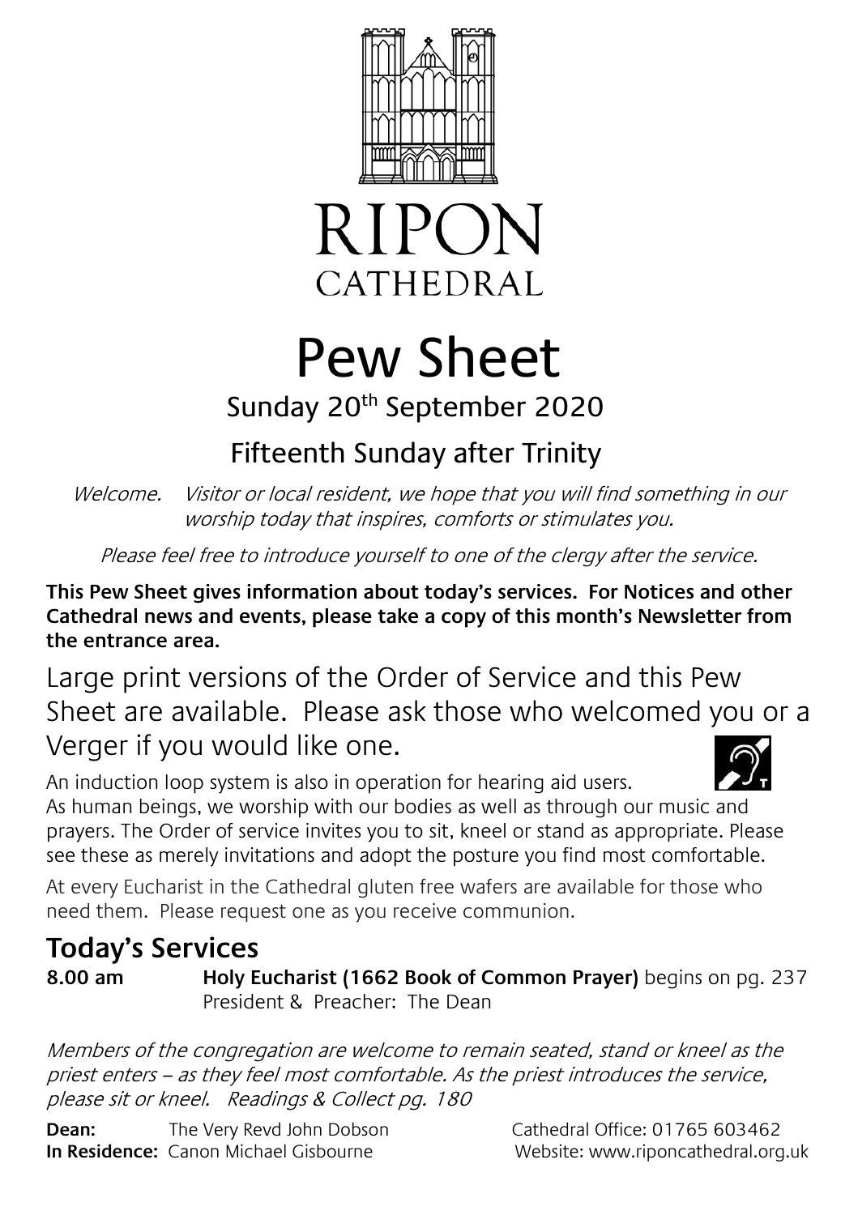RIPON

CATHEDRAL

# Pew Sheet

Sunday 20th September 2020

## Fifteenth Sunday after Trinity

*Welcome. Visitor or local resident, we hope that you will find something in our worship today that inspires, comforts or stimulates you.*

*Please feel free to introduce yourself to one of the clergy after the service.*

**This Pew Sheet gives information about today's services. For Notices and other Cathedral news and events, please take a copy of this month's Newsletter from the entrance area.**

Large print versions of the Order of Service and this Pew Sheet are available. Please ask those who welcomed you or a Verger if you would like one.

An induction loop system is also in operation for hearing aid users.

As human beings, we worship with our bodies as well as through our music and prayers. The Order of service invites you to sit, kneel or stand as appropriate. Please see these as merely invitations and adopt the posture you find most comfortable.

At every Eucharist in the Cathedral gluten free wafers are available for those who need them. Please request one as you receive communion.

## Today's Services

**8.00 am** **Holy Eucharist (1662 Book of Common Prayer)** begins on pg. 237
President & Preacher: The Dean

*Members of the congregation are welcome to remain seated, stand or kneel as the priest enters – as they feel most comfortable. As the priest introduces the service, please sit or kneel. Readings & Collect pg. 180*

**Dean:** The Very Revd John Dobson
**In Residence:** Canon Michael Gisbourne

Cathedral Office: 01765 603462
Website: www.riponcathedral.org.uk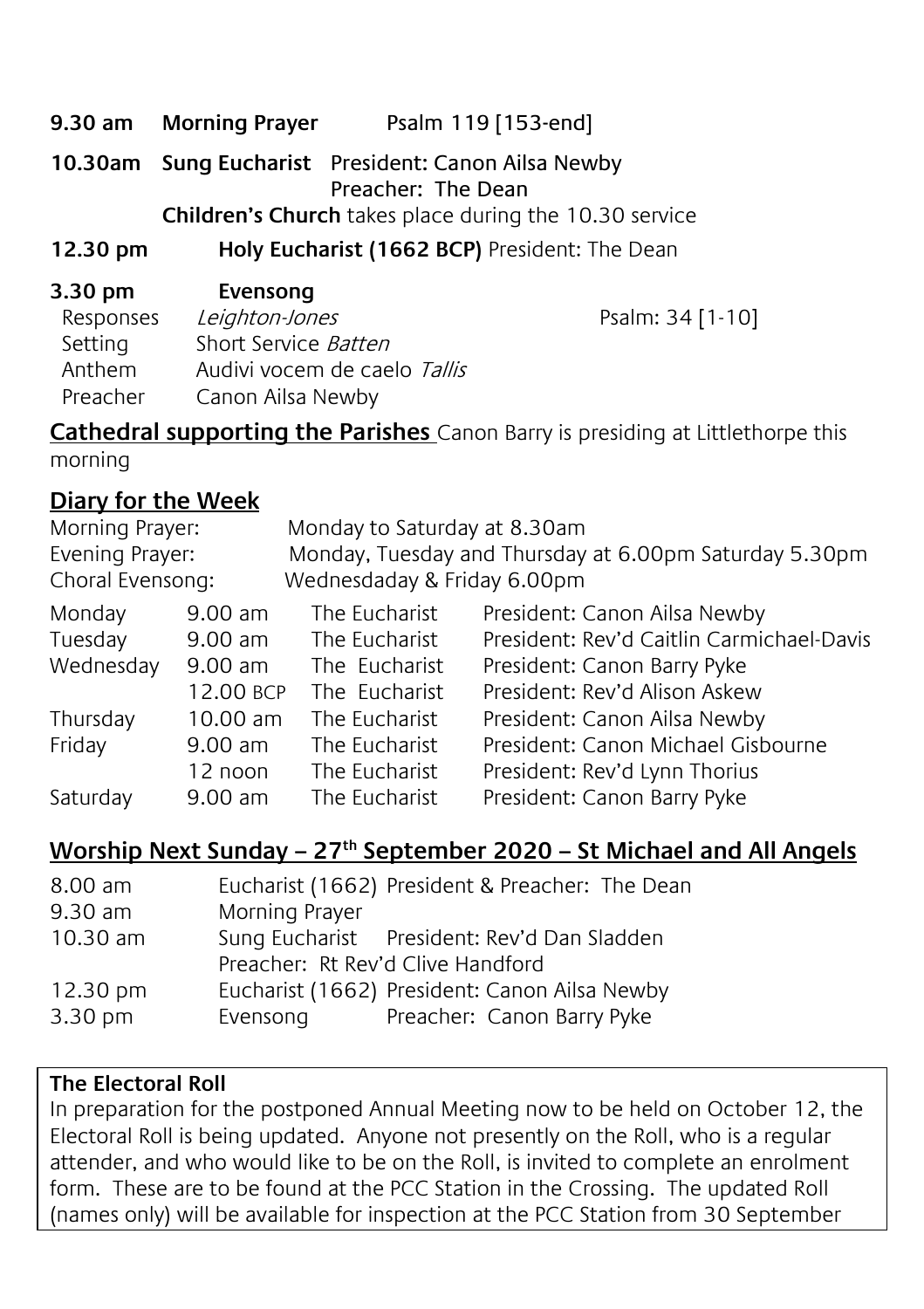**9.30 am Morning Prayer** Psalm 119 [153-end]

**10.30am Sung Eucharist** President: Canon Ailsa Newby
Preacher: The Dean
**Children's Church** takes place during the 10.30 service

**12.30 pm Holy Eucharist (1662 BCP)** President: The Dean

**3.30 pm Evensong**

| | | |
|---|---|---|
| Responses | *Leighton-Jones* | Psalm: 34 [1-10] |
| Setting | Short Service *Batten* | |
| Anthem | Audivi vocem de caelo *Tallis* | |
| Preacher | Canon Ailsa Newby | |

**Cathedral supporting the Parishes** Canon Barry is presiding at Littlethorpe this morning

## Diary for the Week

| | |
|---|---|
| Morning Prayer: | Monday to Saturday at 8.30am |
| Evening Prayer: | Monday, Tuesday and Thursday at 6.00pm Saturday 5.30pm |
| Choral Evensong: | Wednesdaday & Friday 6.00pm |

| | | | |
|---|---|---|---|
| Monday | 9.00 am | The Eucharist | President: Canon Ailsa Newby |
| Tuesday | 9.00 am | The Eucharist | President: Rev'd Caitlin Carmichael-Davis |
| Wednesday | 9.00 am | The Eucharist | President: Canon Barry Pyke |
| | 12.00 BCP | The Eucharist | President: Rev'd Alison Askew |
| Thursday | 10.00 am | The Eucharist | President: Canon Ailsa Newby |
| Friday | 9.00 am | The Eucharist | President: Canon Michael Gisbourne |
| | 12 noon | The Eucharist | President: Rev'd Lynn Thorius |
| Saturday | 9.00 am | The Eucharist | President: Canon Barry Pyke |

## Worship Next Sunday – 27th September 2020 – St Michael and All Angels

| | | |
|---|---|---|
| 8.00 am | Eucharist (1662) | President & Preacher: The Dean |
| 9.30 am | Morning Prayer | |
| 10.30 am | Sung Eucharist | President: Rev'd Dan Sladden |
| | Preacher: Rt Rev'd Clive Handford | |
| 12.30 pm | Eucharist (1662) | President: Canon Ailsa Newby |
| 3.30 pm | Evensong | Preacher: Canon Barry Pyke |

**The Electoral Roll**

In preparation for the postponed Annual Meeting now to be held on October 12, the Electoral Roll is being updated. Anyone not presently on the Roll, who is a regular attender, and who would like to be on the Roll, is invited to complete an enrolment form. These are to be found at the PCC Station in the Crossing. The updated Roll (names only) will be available for inspection at the PCC Station from 30 September